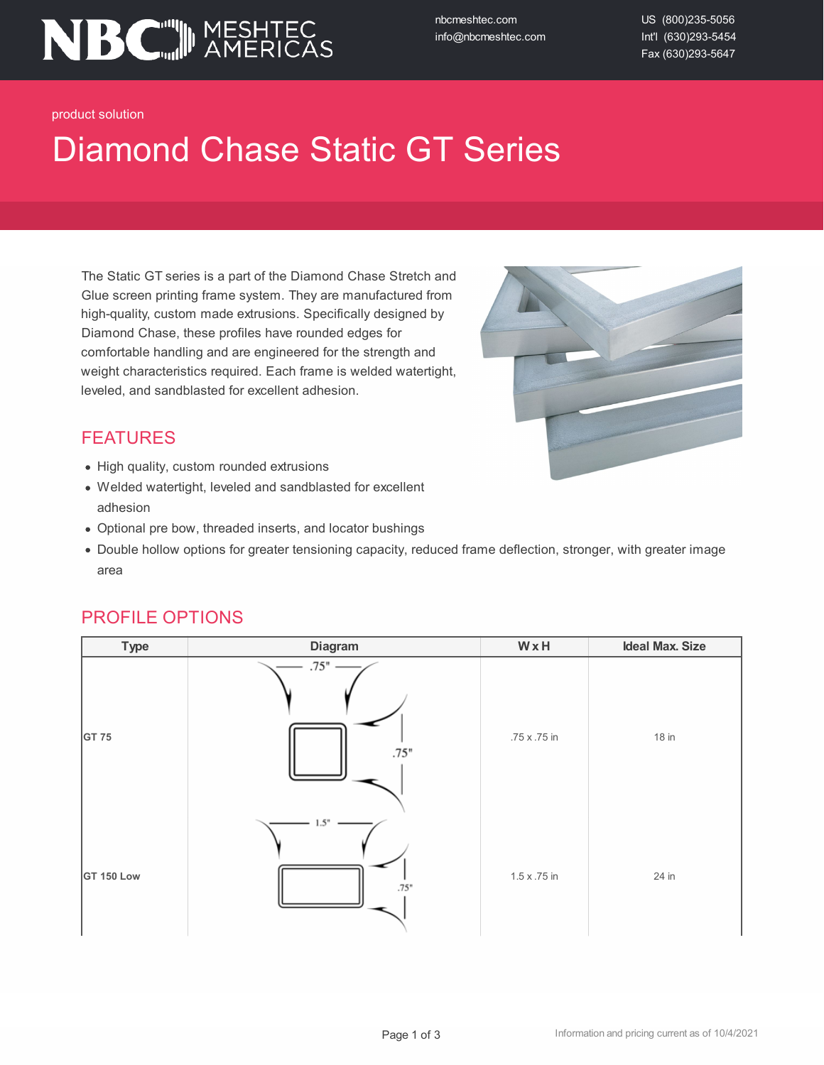NBC MESHTEC AMERICAS

nbcmeshtec.com
info@nbcmeshtec.com

US (800)235-5056
Int'l (630)293-5454
Fax (630)293-5647

product solution

# Diamond Chase Static GT Series

The Static GT series is a part of the Diamond Chase Stretch and Glue screen printing frame system. They are manufactured from high-quality, custom made extrusions. Specifically designed by Diamond Chase, these profiles have rounded edges for comfortable handling and are engineered for the strength and weight characteristics required. Each frame is welded watertight, leveled, and sandblasted for excellent adhesion.

## FEATURES

- High quality, custom rounded extrusions
- Welded watertight, leveled and sandblasted for excellent adhesion
- Optional pre bow, threaded inserts, and locator bushings
- Double hollow options for greater tensioning capacity, reduced frame deflection, stronger, with greater image area

## PROFILE OPTIONS

| Type | Diagram | W x H | Ideal Max. Size |
|---|---|---|---|
| GT 75 | .75" / .75" | .75 x .75 in | 18 in |
| GT 150 Low | 1.5" / .75" | 1.5 x .75 in | 24 in |

Information and pricing current as of 10/4/2021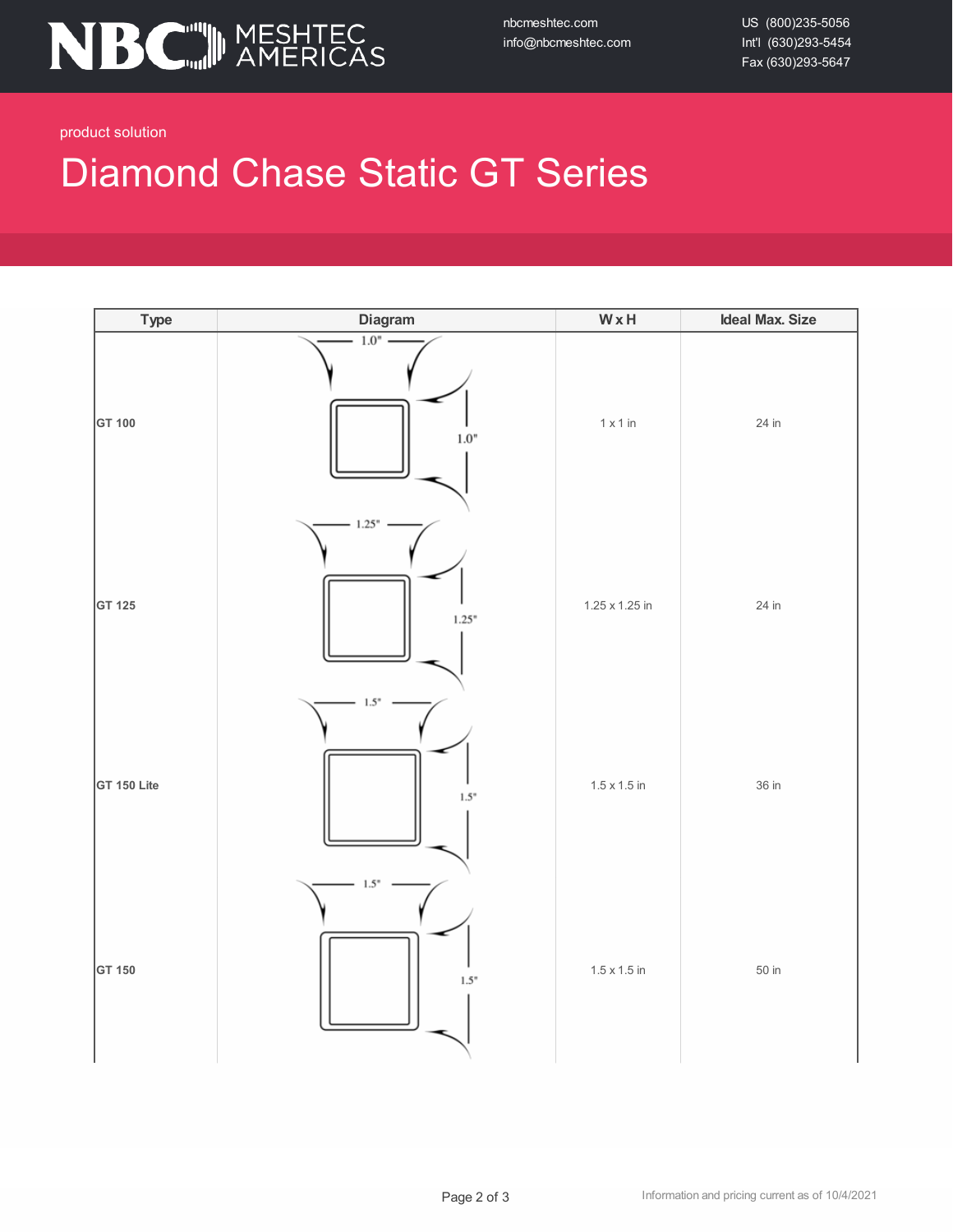product solution

# Diamond Chase Static GT Series

| Type | Diagram | W x H | Ideal Max. Size |
| --- | --- | --- | --- |
| GT 100 | 1.0" 1.0" | 1 x 1 in | 24 in |
| GT 125 | 1.25" 1.25" | 1.25 x 1.25 in | 24 in |
| GT 150 Lite | 1.5" 1.5" | 1.5 x 1.5 in | 36 in |
| GT 150 | 1.5" 1.5" | 1.5 x 1.5 in | 50 in |

Information and pricing current as of 10/4/2021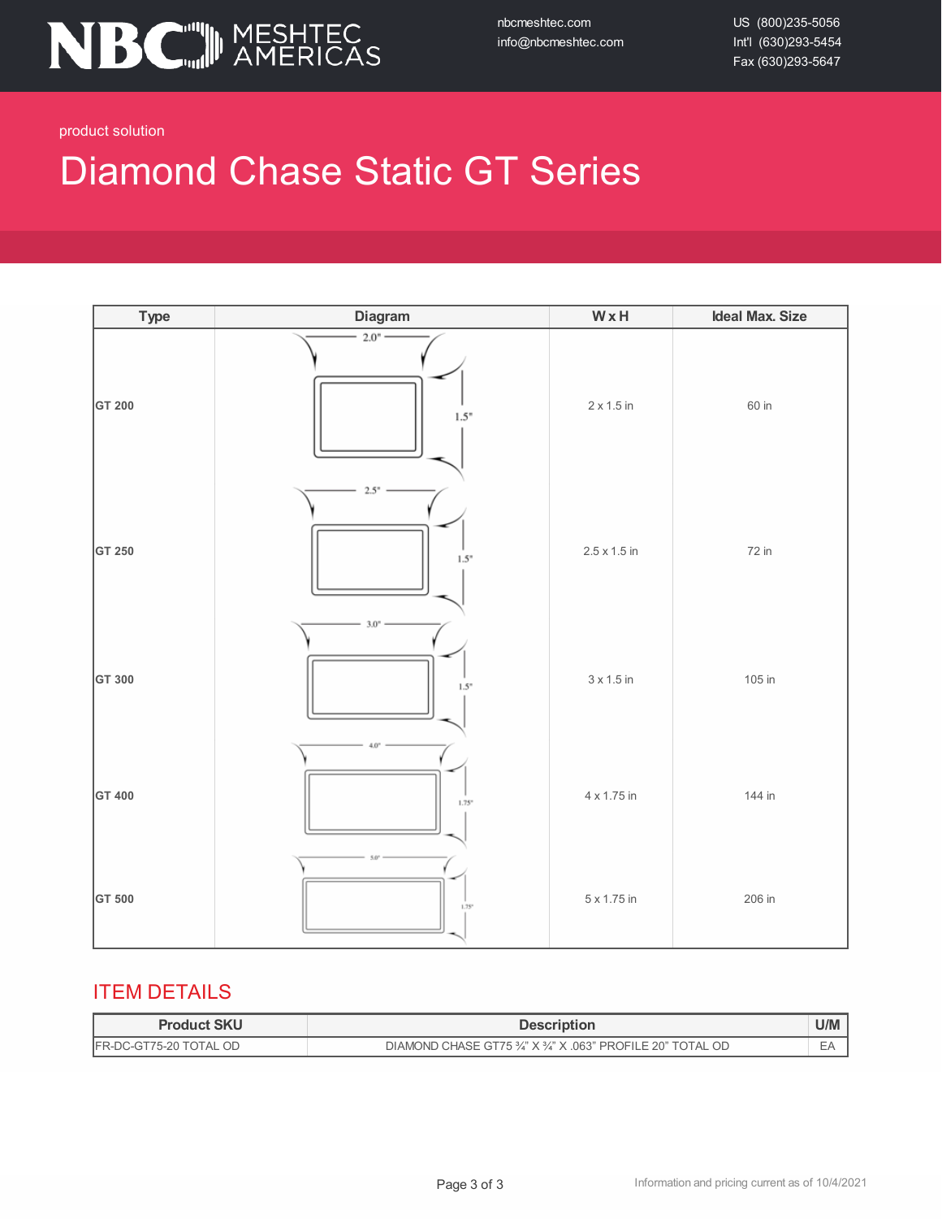NBC MESHTEC AMERICAS

nbcmeshtec.com
info@nbcmeshtec.com

US (800)235-5056
Int'l (630)293-5454
Fax (630)293-5647

product solution

# Diamond Chase Static GT Series

| Type | Diagram | W x H | Ideal Max. Size |
|---|---|---|---|
| GT 200 | 2.0" 1.5" | 2 x 1.5 in | 60 in |
| GT 250 | 2.5" 1.5" | 2.5 x 1.5 in | 72 in |
| GT 300 | 3.0" 1.5" | 3 x 1.5 in | 105 in |
| GT 400 | 4.0" 1.75" | 4 x 1.75 in | 144 in |
| GT 500 | 5.0" 1.75" | 5 x 1.75 in | 206 in |

## ITEM DETAILS

| Product SKU | Description | U/M |
|---|---|---|
| FR-DC-GT75-20 TOTAL OD | DIAMOND CHASE GT75 ¾" X ¾" X .063" PROFILE 20" TOTAL OD | EA |

Information and pricing current as of 10/4/2021